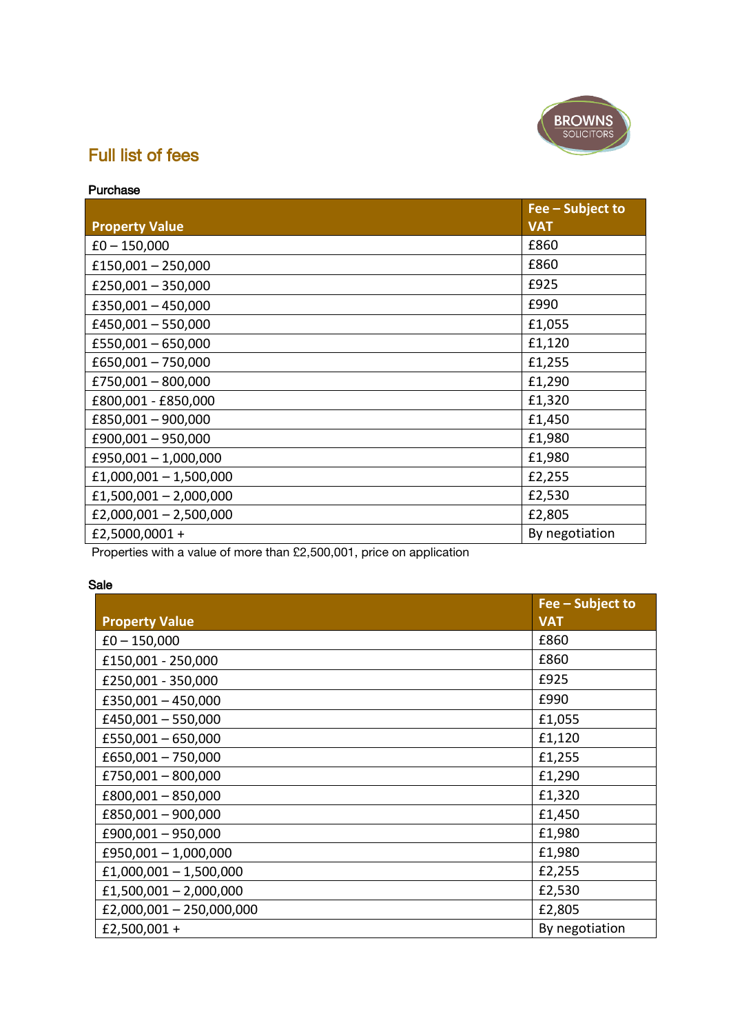BROWNS SOLICITORS

# Full list of fees

## Purchase

| Property Value | Fee – Subject to VAT |
|---|---|
| £0 – 150,000 | £860 |
| £150,001 – 250,000 | £860 |
| £250,001 – 350,000 | £925 |
| £350,001 – 450,000 | £990 |
| £450,001 – 550,000 | £1,055 |
| £550,001 – 650,000 | £1,120 |
| £650,001 – 750,000 | £1,255 |
| £750,001 – 800,000 | £1,290 |
| £800,001 - £850,000 | £1,320 |
| £850,001 – 900,000 | £1,450 |
| £900,001 – 950,000 | £1,980 |
| £950,001 – 1,000,000 | £1,980 |
| £1,000,001 – 1,500,000 | £2,255 |
| £1,500,001 – 2,000,000 | £2,530 |
| £2,000,001 – 2,500,000 | £2,805 |
| £2,5000,0001 + | By negotiation |

Properties with a value of more than £2,500,001, price on application

## Sale

| Property Value | Fee – Subject to VAT |
|---|---|
| £0 – 150,000 | £860 |
| £150,001 - 250,000 | £860 |
| £250,001 - 350,000 | £925 |
| £350,001 – 450,000 | £990 |
| £450,001 – 550,000 | £1,055 |
| £550,001 – 650,000 | £1,120 |
| £650,001 – 750,000 | £1,255 |
| £750,001 – 800,000 | £1,290 |
| £800,001 – 850,000 | £1,320 |
| £850,001 – 900,000 | £1,450 |
| £900,001 – 950,000 | £1,980 |
| £950,001 – 1,000,000 | £1,980 |
| £1,000,001 – 1,500,000 | £2,255 |
| £1,500,001 – 2,000,000 | £2,530 |
| £2,000,001 – 250,000,000 | £2,805 |
| £2,500,001 + | By negotiation |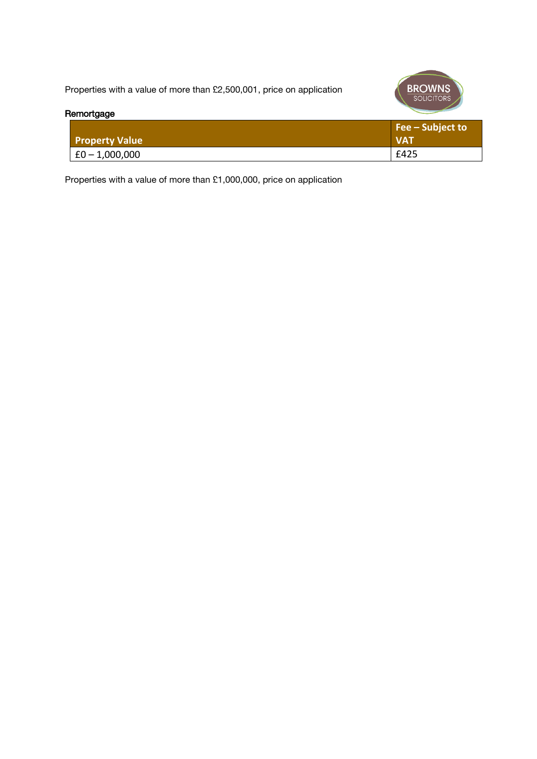Properties with a value of more than £2,500,001, price on application

**Remortgage**

| Property Value | Fee – Subject to VAT |
| --- | --- |
| £0 – 1,000,000 | £425 |

Properties with a value of more than £1,000,000, price on application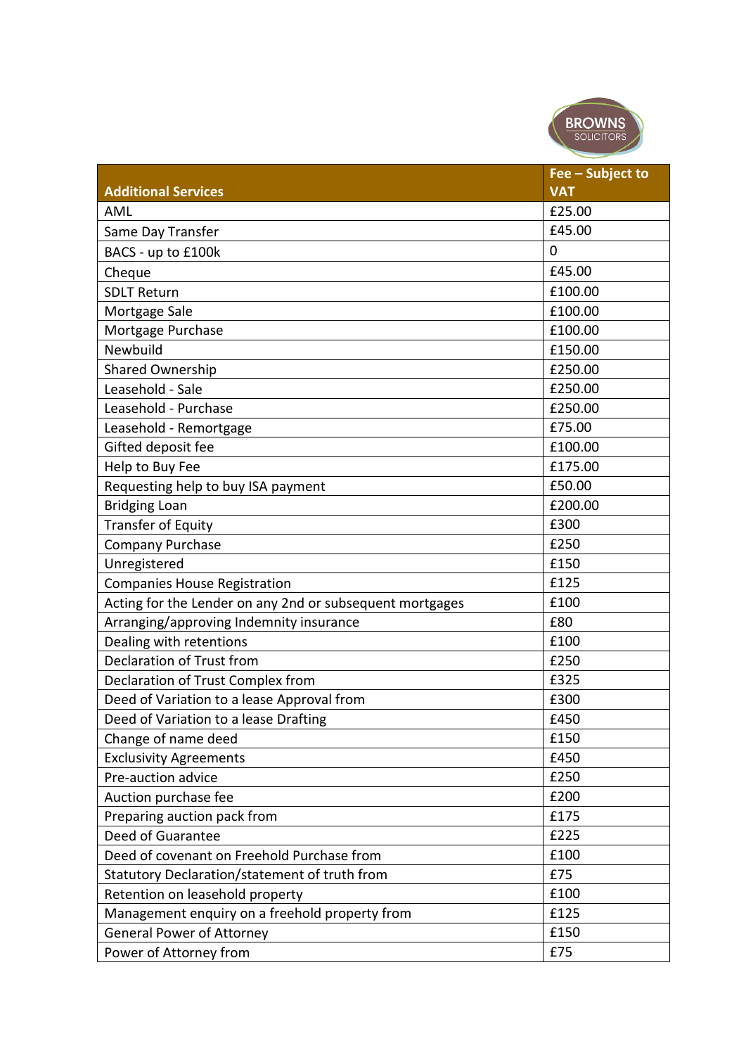| Additional Services | Fee – Subject to VAT |
|---|---|
| AML | £25.00 |
| Same Day Transfer | £45.00 |
| BACS - up to £100k | 0 |
| Cheque | £45.00 |
| SDLT Return | £100.00 |
| Mortgage Sale | £100.00 |
| Mortgage Purchase | £100.00 |
| Newbuild | £150.00 |
| Shared Ownership | £250.00 |
| Leasehold - Sale | £250.00 |
| Leasehold - Purchase | £250.00 |
| Leasehold - Remortgage | £75.00 |
| Gifted deposit fee | £100.00 |
| Help to Buy Fee | £175.00 |
| Requesting help to buy ISA payment | £50.00 |
| Bridging Loan | £200.00 |
| Transfer of Equity | £300 |
| Company Purchase | £250 |
| Unregistered | £150 |
| Companies House Registration | £125 |
| Acting for the Lender on any 2nd or subsequent mortgages | £100 |
| Arranging/approving Indemnity insurance | £80 |
| Dealing with retentions | £100 |
| Declaration of Trust from | £250 |
| Declaration of Trust Complex from | £325 |
| Deed of Variation to a lease Approval from | £300 |
| Deed of Variation to a lease Drafting | £450 |
| Change of name deed | £150 |
| Exclusivity Agreements | £450 |
| Pre-auction advice | £250 |
| Auction purchase fee | £200 |
| Preparing auction pack from | £175 |
| Deed of Guarantee | £225 |
| Deed of covenant on Freehold Purchase from | £100 |
| Statutory Declaration/statement of truth from | £75 |
| Retention on leasehold property | £100 |
| Management enquiry on a freehold property from | £125 |
| General Power of Attorney | £150 |
| Power of Attorney from | £75 |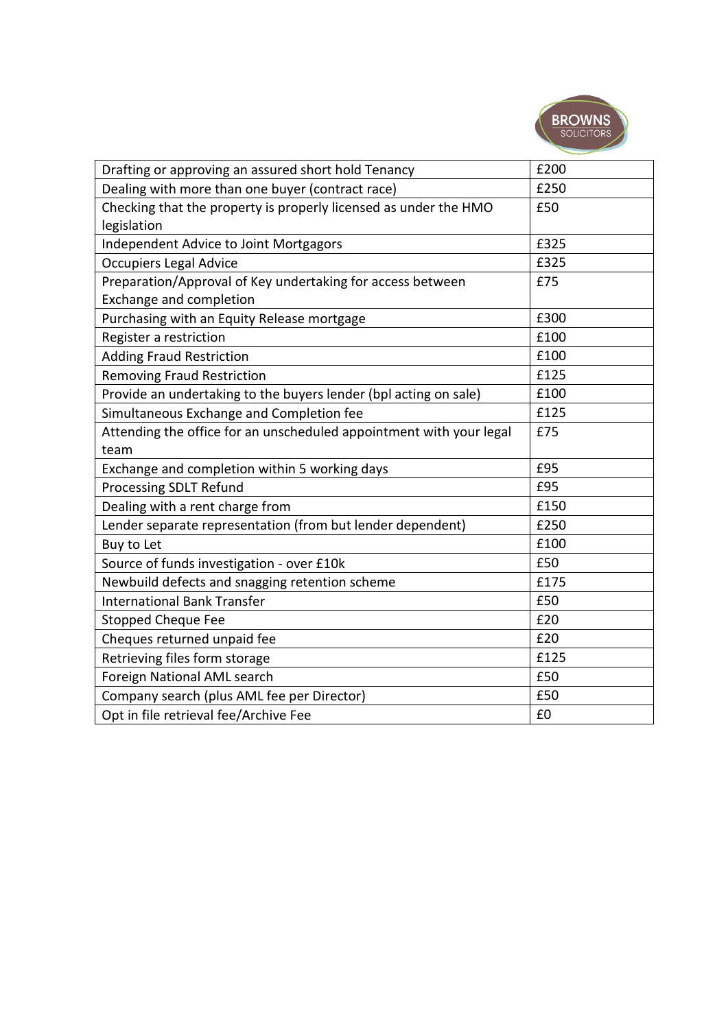| | |
|---|---|
| Drafting or approving an assured short hold Tenancy | £200 |
| Dealing with more than one buyer (contract race) | £250 |
| Checking that the property is properly licensed as under the HMO legislation | £50 |
| Independent Advice to Joint Mortgagors | £325 |
| Occupiers Legal Advice | £325 |
| Preparation/Approval of Key undertaking for access between Exchange and completion | £75 |
| Purchasing with an Equity Release mortgage | £300 |
| Register a restriction | £100 |
| Adding Fraud Restriction | £100 |
| Removing Fraud Restriction | £125 |
| Provide an undertaking to the buyers lender (bpl acting on sale) | £100 |
| Simultaneous Exchange and Completion fee | £125 |
| Attending the office for an unscheduled appointment with your legal team | £75 |
| Exchange and completion within 5 working days | £95 |
| Processing SDLT Refund | £95 |
| Dealing with a rent charge from | £150 |
| Lender separate representation (from but lender dependent) | £250 |
| Buy to Let | £100 |
| Source of funds investigation - over £10k | £50 |
| Newbuild defects and snagging retention scheme | £175 |
| International Bank Transfer | £50 |
| Stopped Cheque Fee | £20 |
| Cheques returned unpaid fee | £20 |
| Retrieving files form storage | £125 |
| Foreign National AML search | £50 |
| Company search (plus AML fee per Director) | £50 |
| Opt in file retrieval fee/Archive Fee | £0 |